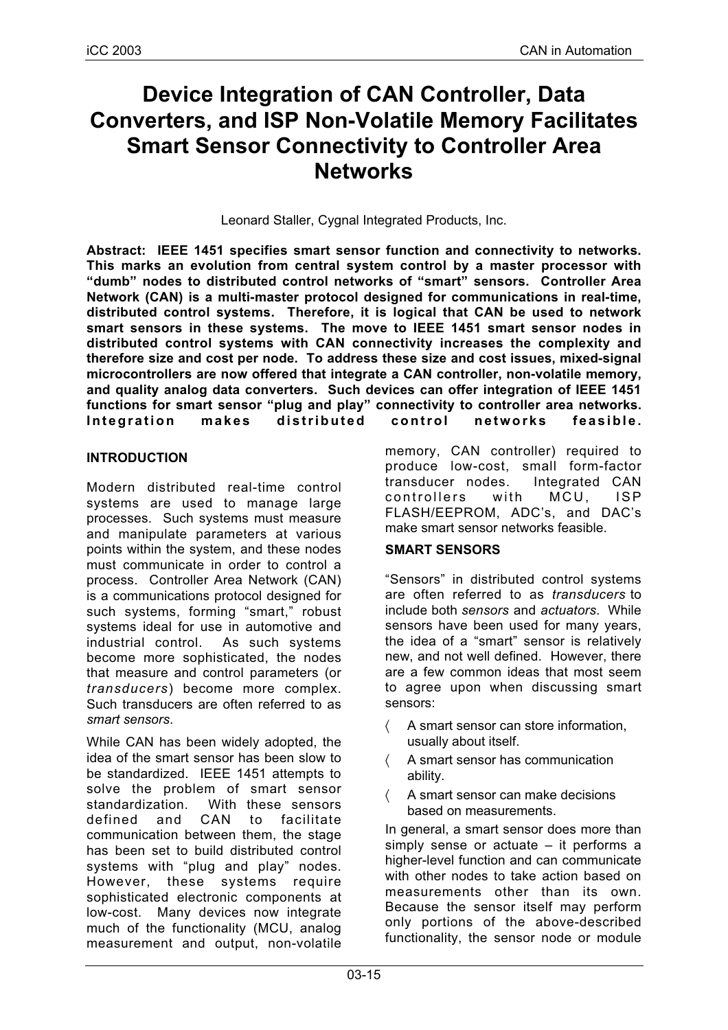# Device Integration of CAN Controller, Data Converters, and ISP Non-Volatile Memory Facilitates Smart Sensor Connectivity to Controller Area Networks

Leonard Staller, Cygnal Integrated Products, Inc.

**Abstract: IEEE 1451 specifies smart sensor function and connectivity to networks. This marks an evolution from central system control by a master processor with "dumb" nodes to distributed control networks of "smart" sensors. Controller Area Network (CAN) is a multi-master protocol designed for communications in real-time, distributed control systems. Therefore, it is logical that CAN be used to network smart sensors in these systems. The move to IEEE 1451 smart sensor nodes in distributed control systems with CAN connectivity increases the complexity and therefore size and cost per node. To address these size and cost issues, mixed-signal microcontrollers are now offered that integrate a CAN controller, non-volatile memory, and quality analog data converters. Such devices can offer integration of IEEE 1451 functions for smart sensor "plug and play" connectivity to controller area networks. Integration makes distributed control networks feasible.**

## INTRODUCTION

Modern distributed real-time control systems are used to manage large processes. Such systems must measure and manipulate parameters at various points within the system, and these nodes must communicate in order to control a process. Controller Area Network (CAN) is a communications protocol designed for such systems, forming "smart," robust systems ideal for use in automotive and industrial control. As such systems become more sophisticated, the nodes that measure and control parameters (or *transducers*) become more complex. Such transducers are often referred to as *smart sensors*.

While CAN has been widely adopted, the idea of the smart sensor has been slow to be standardized. IEEE 1451 attempts to solve the problem of smart sensor standardization. With these sensors defined and CAN to facilitate communication between them, the stage has been set to build distributed control systems with "plug and play" nodes. However, these systems require sophisticated electronic components at low-cost. Many devices now integrate much of the functionality (MCU, analog measurement and output, non-volatile memory, CAN controller) required to produce low-cost, small form-factor transducer nodes. Integrated CAN controllers with MCU, ISP FLASH/EEPROM, ADC's, and DAC's make smart sensor networks feasible.

## SMART SENSORS

"Sensors" in distributed control systems are often referred to as *transducers* to include both *sensors* and *actuators*. While sensors have been used for many years, the idea of a "smart" sensor is relatively new, and not well defined. However, there are a few common ideas that most seem to agree upon when discussing smart sensors:

- A smart sensor can store information, usually about itself.
- A smart sensor has communication ability.
- A smart sensor can make decisions based on measurements.

In general, a smart sensor does more than simply sense or actuate – it performs a higher-level function and can communicate with other nodes to take action based on measurements other than its own. Because the sensor itself may perform only portions of the above-described functionality, the sensor node or module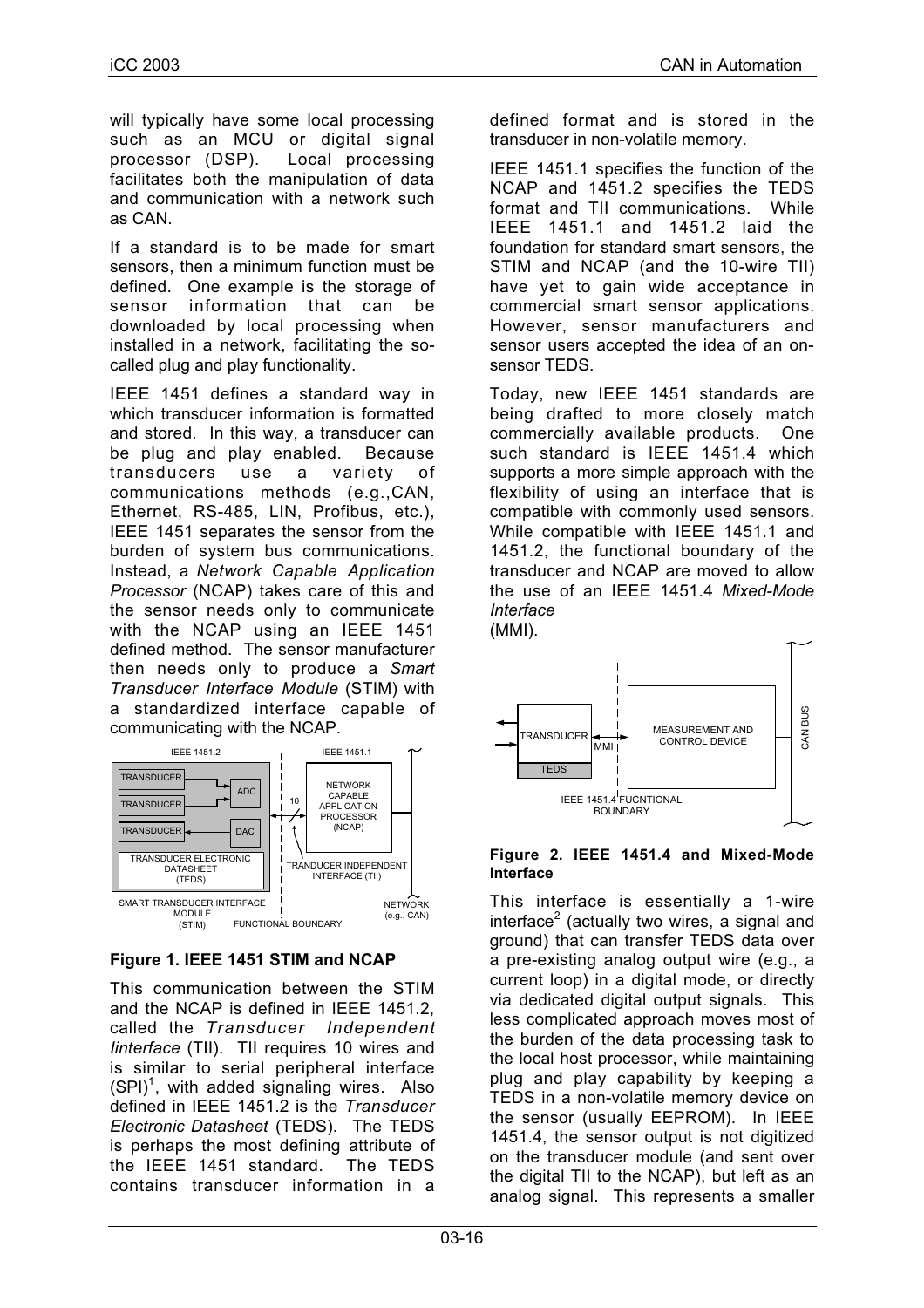will typically have some local processing such as an MCU or digital signal processor (DSP). Local processing facilitates both the manipulation of data and communication with a network such as CAN.

If a standard is to be made for smart sensors, then a minimum function must be defined. One example is the storage of sensor information that can be downloaded by local processing when installed in a network, facilitating the so-called plug and play functionality.

IEEE 1451 defines a standard way in which transducer information is formatted and stored. In this way, a transducer can be plug and play enabled. Because transducers use a variety of communications methods (e.g.,CAN, Ethernet, RS-485, LIN, Profibus, etc.), IEEE 1451 separates the sensor from the burden of system bus communications. Instead, a *Network Capable Application Processor* (NCAP) takes care of this and the sensor needs only to communicate with the NCAP using an IEEE 1451 defined method. The sensor manufacturer then needs only to produce a *Smart Transducer Interface Module* (STIM) with a standardized interface capable of communicating with the NCAP.

**Figure 1. IEEE 1451 STIM and NCAP**

This communication between the STIM and the NCAP is defined in IEEE 1451.2, called the *Transducer Iinterface* (TII). TII requires 10 wires and is similar to serial peripheral interface (SPI)[1], with added signaling wires. Also defined in IEEE 1451.2 is the *Transducer Electronic Datasheet* (TEDS). The TEDS is perhaps the most defining attribute of the IEEE 1451 standard. The TEDS contains transducer information in a defined format and is stored in the transducer in non-volatile memory.

IEEE 1451.1 specifies the function of the NCAP and 1451.2 specifies the TEDS format and TII communications. While IEEE 1451.1 and 1451.2 laid the foundation for standard smart sensors, the STIM and NCAP (and the 10-wire TII) have yet to gain wide acceptance in commercial smart sensor applications. However, sensor manufacturers and sensor users accepted the idea of an on-sensor TEDS.

Today, new IEEE 1451 standards are being drafted to more closely match commercially available products. One such standard is IEEE 1451.4 which supports a more simple approach with the flexibility of using an interface that is compatible with commonly used sensors. While compatible with IEEE 1451.1 and 1451.2, the functional boundary of the transducer and NCAP are moved to allow the use of an IEEE 1451.4 *Mixed-Mode Interface* (MMI).

**Figure 2. IEEE 1451.4 and Mixed-Mode Interface**

This interface is essentially a 1-wire interface[2] (actually two wires, a signal and ground) that can transfer TEDS data over a pre-existing analog output wire (e.g., a current loop) in a digital mode, or directly via dedicated digital output signals. This less complicated approach moves most of the burden of the data processing task to the local host processor, while maintaining plug and play capability by keeping a TEDS in a non-volatile memory device on the sensor (usually EEPROM). In IEEE 1451.4, the sensor output is not digitized on the transducer module (and sent over the digital TII to the NCAP), but left as an analog signal. This represents a smaller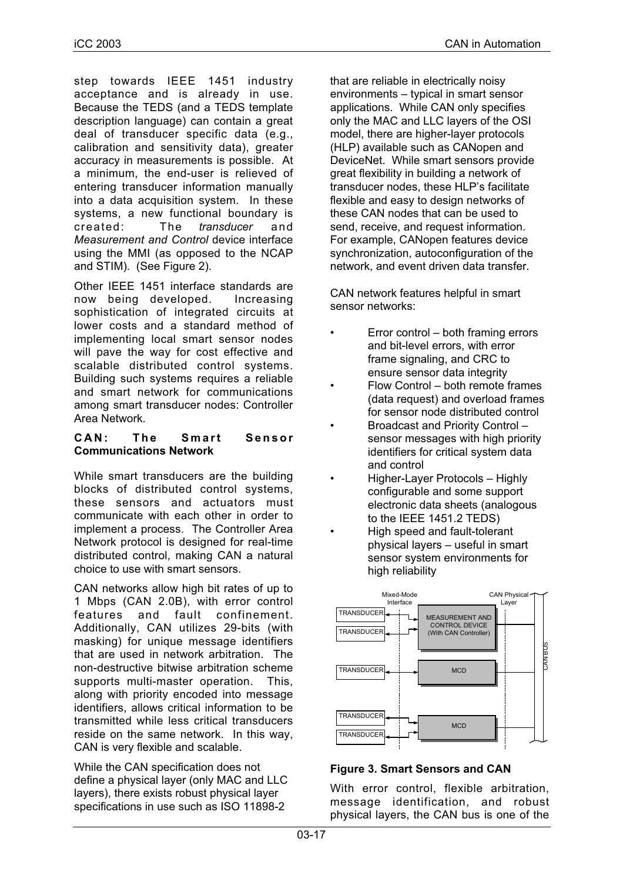step towards IEEE 1451 industry acceptance and is already in use. Because the TEDS (and a TEDS template description language) can contain a great deal of transducer specific data (e.g., calibration and sensitivity data), greater accuracy in measurements is possible. At a minimum, the end-user is relieved of entering transducer information manually into a data acquisition system. In these systems, a new functional boundary is created: The *transducer* and *Measurement and Control* device interface using the MMI (as opposed to the NCAP and STIM). (See Figure 2).

Other IEEE 1451 interface standards are now being developed. Increasing sophistication of integrated circuits at lower costs and a standard method of implementing local smart sensor nodes will pave the way for cost effective and scalable distributed control systems. Building such systems requires a reliable and smart network for communications among smart transducer nodes: Controller Area Network.

## CAN: The Smart Sensor Communications Network

While smart transducers are the building blocks of distributed control systems, these sensors and actuators must communicate with each other in order to implement a process. The Controller Area Network protocol is designed for real-time distributed control, making CAN a natural choice to use with smart sensors.

CAN networks allow high bit rates of up to 1 Mbps (CAN 2.0B), with error control features and fault confinement. Additionally, CAN utilizes 29-bits (with masking) for unique message identifiers that are used in network arbitration. The non-destructive bitwise arbitration scheme supports multi-master operation. This, along with priority encoded into message identifiers, allows critical information to be transmitted while less critical transducers reside on the same network. In this way, CAN is very flexible and scalable.

While the CAN specification does not define a physical layer (only MAC and LLC layers), there exists robust physical layer specifications in use such as ISO 11898-2 that are reliable in electrically noisy environments – typical in smart sensor applications. While CAN only specifies only the MAC and LLC layers of the OSI model, there are higher-layer protocols (HLP) available such as CANopen and DeviceNet. While smart sensors provide great flexibility in building a network of transducer nodes, these HLP's facilitate flexible and easy to design networks of these CAN nodes that can be used to send, receive, and request information. For example, CANopen features device synchronization, autoconfiguration of the network, and event driven data transfer.

CAN network features helpful in smart sensor networks:

- Error control – both framing errors and bit-level errors, with error frame signaling, and CRC to ensure sensor data integrity
- Flow Control – both remote frames (data request) and overload frames for sensor node distributed control
- Broadcast and Priority Control – sensor messages with high priority identifiers for critical system data and control
- Higher-Layer Protocols – Highly configurable and some support electronic data sheets (analogous to the IEEE 1451.2 TEDS)
- High speed and fault-tolerant physical layers – useful in smart sensor system environments for high reliability

Mixed-Mode Interface | CAN Physical Layer | TRANSDUCER | TRANSDUCER | MEASUREMENT AND CONTROL DEVICE (With CAN Controller) | TRANSDUCER | MCD | TRANSDUCER | TRANSDUCER | MCD | CAN BUS

**Figure 3. Smart Sensors and CAN**

With error control, flexible arbitration, message identification, and robust physical layers, the CAN bus is one of the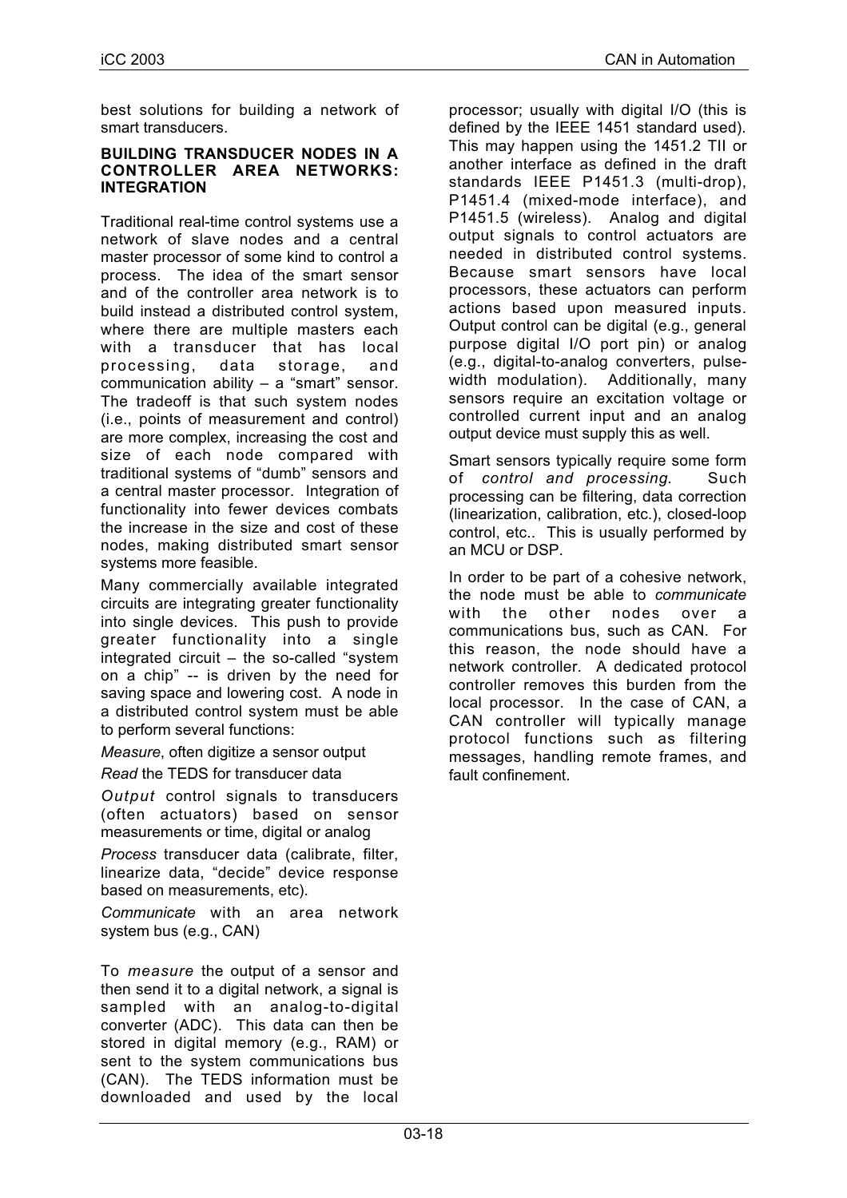best solutions for building a network of smart transducers.

**BUILDING TRANSDUCER NODES IN A CONTROLLER AREA NETWORKS: INTEGRATION**

Traditional real-time control systems use a network of slave nodes and a central master processor of some kind to control a process. The idea of the smart sensor and of the controller area network is to build instead a distributed control system, where there are multiple masters each with a transducer that has local processing, data storage, and communication ability – a "smart" sensor. The tradeoff is that such system nodes (i.e., points of measurement and control) are more complex, increasing the cost and size of each node compared with traditional systems of "dumb" sensors and a central master processor. Integration of functionality into fewer devices combats the increase in the size and cost of these nodes, making distributed smart sensor systems more feasible.

Many commercially available integrated circuits are integrating greater functionality into single devices. This push to provide greater functionality into a single integrated circuit – the so-called "system on a chip" -- is driven by the need for saving space and lowering cost. A node in a distributed control system must be able to perform several functions:

*Measure*, often digitize a sensor output

*Read* the TEDS for transducer data

*Output* control signals to transducers (often actuators) based on sensor measurements or time, digital or analog

*Process* transducer data (calibrate, filter, linearize data, "decide" device response based on measurements, etc).

*Communicate* with an area network system bus (e.g., CAN)

To *measure* the output of a sensor and then send it to a digital network, a signal is sampled with an analog-to-digital converter (ADC). This data can then be stored in digital memory (e.g., RAM) or sent to the system communications bus (CAN). The TEDS information must be downloaded and used by the local processor; usually with digital I/O (this is defined by the IEEE 1451 standard used). This may happen using the 1451.2 TII or another interface as defined in the draft standards IEEE P1451.3 (multi-drop), P1451.4 (mixed-mode interface), and P1451.5 (wireless). Analog and digital output signals to control actuators are needed in distributed control systems. Because smart sensors have local processors, these actuators can perform actions based upon measured inputs. Output control can be digital (e.g., general purpose digital I/O port pin) or analog (e.g., digital-to-analog converters, pulse-width modulation). Additionally, many sensors require an excitation voltage or controlled current input and an analog output device must supply this as well.

Smart sensors typically require some form of *control and processing*. Such processing can be filtering, data correction (linearization, calibration, etc.), closed-loop control, etc.. This is usually performed by an MCU or DSP.

In order to be part of a cohesive network, the node must be able to *communicate* with the other nodes over a communications bus, such as CAN. For this reason, the node should have a network controller. A dedicated protocol controller removes this burden from the local processor. In the case of CAN, a CAN controller will typically manage protocol functions such as filtering messages, handling remote frames, and fault confinement.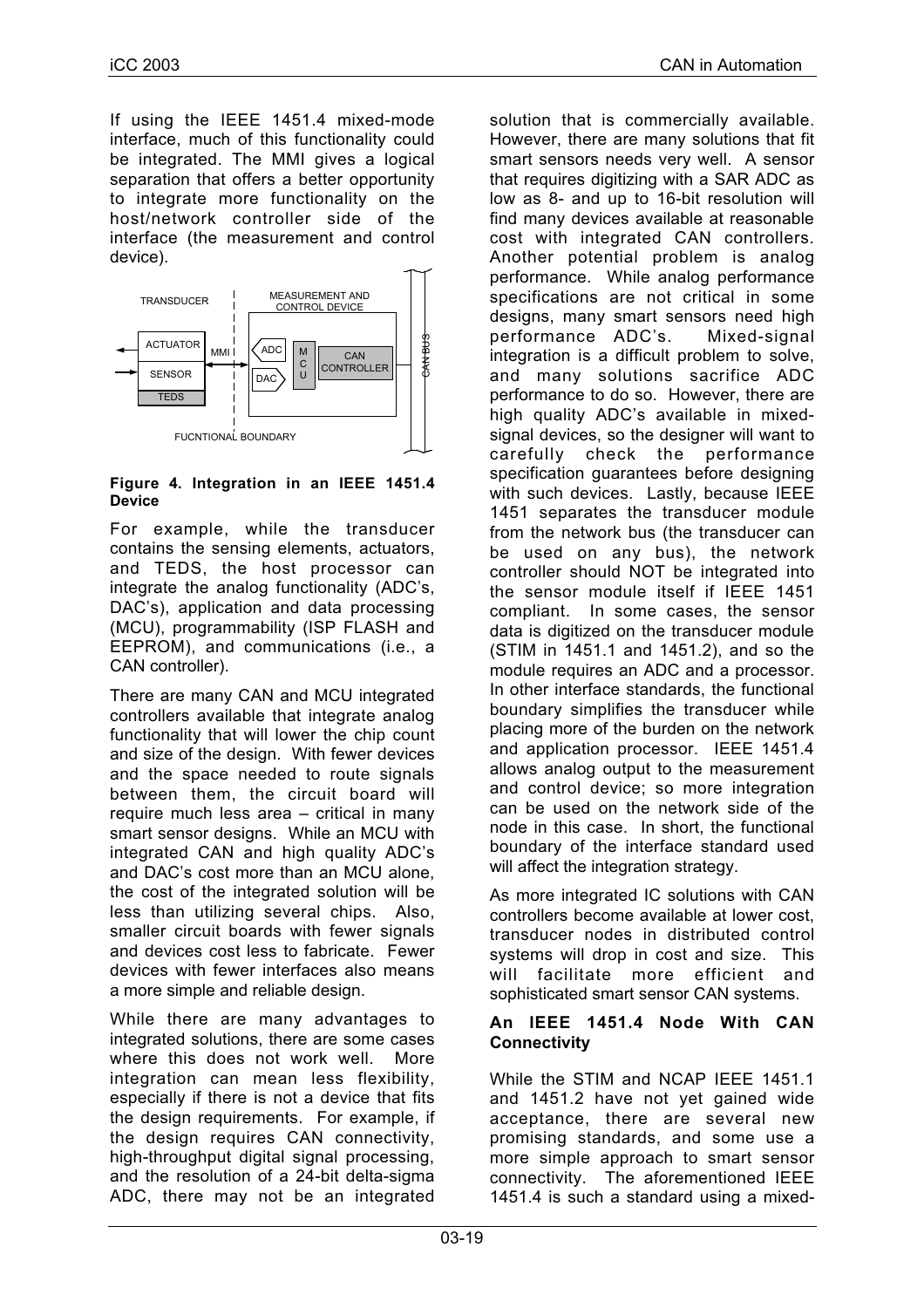If using the IEEE 1451.4 mixed-mode interface, much of this functionality could be integrated. The MMI gives a logical separation that offers a better opportunity to integrate more functionality on the host/network controller side of the interface (the measurement and control device).

**Figure 4. Integration in an IEEE 1451.4 Device**

For example, while the transducer contains the sensing elements, actuators, and TEDS, the host processor can integrate the analog functionality (ADC's, DAC's), application and data processing (MCU), programmability (ISP FLASH and EEPROM), and communications (i.e., a CAN controller).

There are many CAN and MCU integrated controllers available that integrate analog functionality that will lower the chip count and size of the design. With fewer devices and the space needed to route signals between them, the circuit board will require much less area – critical in many smart sensor designs. While an MCU with integrated CAN and high quality ADC's and DAC's cost more than an MCU alone, the cost of the integrated solution will be less than utilizing several chips. Also, smaller circuit boards with fewer signals and devices cost less to fabricate. Fewer devices with fewer interfaces also means a more simple and reliable design.

While there are many advantages to integrated solutions, there are some cases where this does not work well. More integration can mean less flexibility, especially if there is not a device that fits the design requirements. For example, if the design requires CAN connectivity, high-throughput digital signal processing, and the resolution of a 24-bit delta-sigma ADC, there may not be an integrated solution that is commercially available. However, there are many solutions that fit smart sensors needs very well. A sensor that requires digitizing with a SAR ADC as low as 8- and up to 16-bit resolution will find many devices available at reasonable cost with integrated CAN controllers. Another potential problem is analog performance. While analog performance specifications are not critical in some designs, many smart sensors need high performance ADC's. Mixed-signal integration is a difficult problem to solve, and many solutions sacrifice ADC performance to do so. However, there are high quality ADC's available in mixed-signal devices, so the designer will want to carefully check the performance specification guarantees before designing with such devices. Lastly, because IEEE 1451 separates the transducer module from the network bus (the transducer can be used on any bus), the network controller should NOT be integrated into the sensor module itself if IEEE 1451 compliant. In some cases, the sensor data is digitized on the transducer module (STIM in 1451.1 and 1451.2), and so the module requires an ADC and a processor. In other interface standards, the functional boundary simplifies the transducer while placing more of the burden on the network and application processor. IEEE 1451.4 allows analog output to the measurement and control device; so more integration can be used on the network side of the node in this case. In short, the functional boundary of the interface standard used will affect the integration strategy.

As more integrated IC solutions with CAN controllers become available at lower cost, transducer nodes in distributed control systems will drop in cost and size. This will facilitate more efficient and sophisticated smart sensor CAN systems.

### An IEEE 1451.4 Node With CAN Connectivity

While the STIM and NCAP IEEE 1451.1 and 1451.2 have not yet gained wide acceptance, there are several new promising standards, and some use a more simple approach to smart sensor connectivity. The aforementioned IEEE 1451.4 is such a standard using a mixed-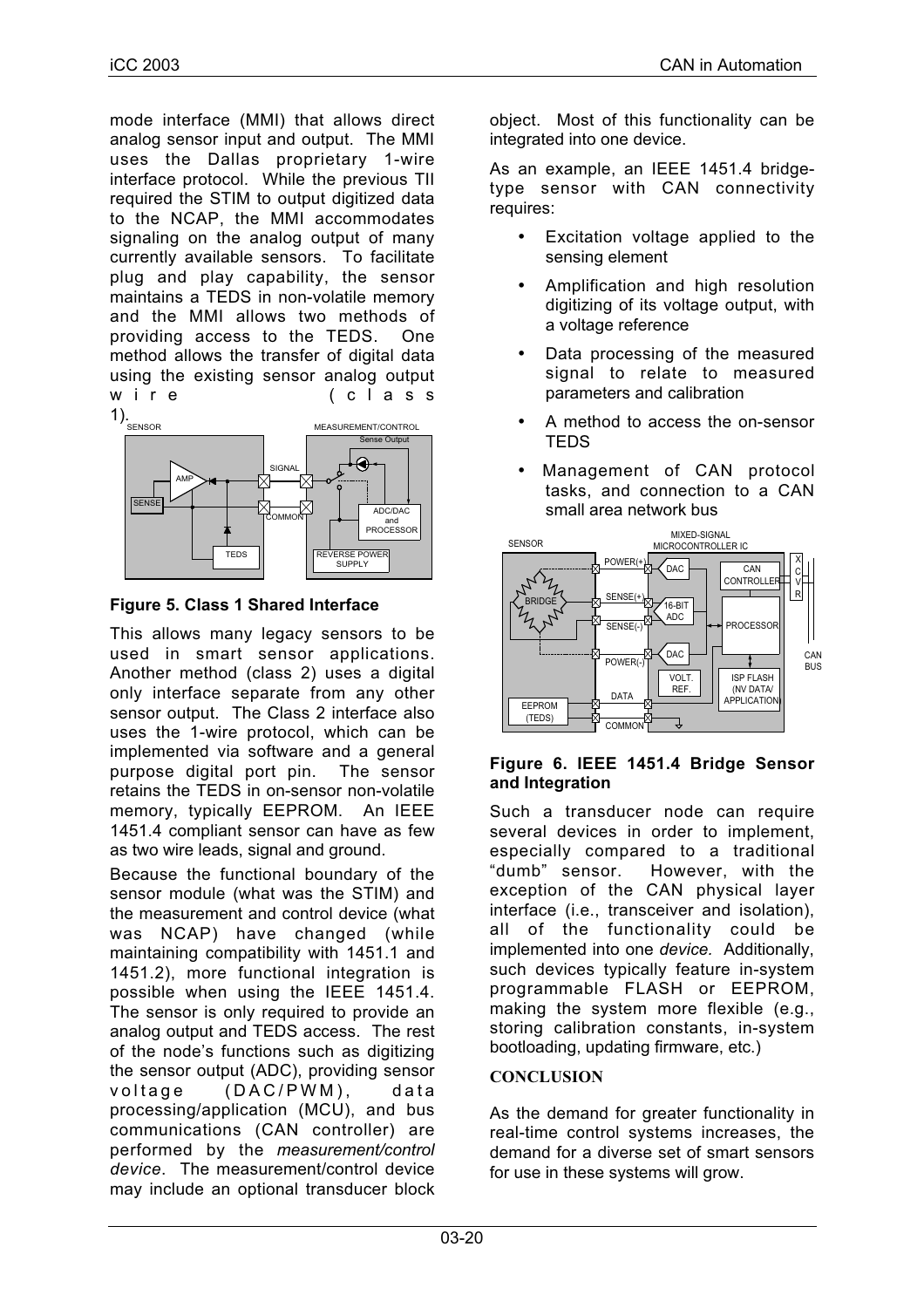mode interface (MMI) that allows direct analog sensor input and output. The MMI uses the Dallas proprietary 1-wire interface protocol. While the previous TII required the STIM to output digitized data to the NCAP, the MMI accommodates signaling on the analog output of many currently available sensors. To facilitate plug and play capability, the sensor maintains a TEDS in non-volatile memory and the MMI allows two methods of providing access to the TEDS. One method allows the transfer of digital data using the existing sensor analog output wire (class 1).

**Figure 5. Class 1 Shared Interface**

This allows many legacy sensors to be used in smart sensor applications. Another method (class 2) uses a digital only interface separate from any other sensor output. The Class 2 interface also uses the 1-wire protocol, which can be implemented via software and a general purpose digital port pin. The sensor retains the TEDS in on-sensor non-volatile memory, typically EEPROM. An IEEE 1451.4 compliant sensor can have as few as two wire leads, signal and ground.

Because the functional boundary of the sensor module (what was the STIM) and the measurement and control device (what was NCAP) have changed (while maintaining compatibility with 1451.1 and 1451.2), more functional integration is possible when using the IEEE 1451.4. The sensor is only required to provide an analog output and TEDS access. The rest of the node's functions such as digitizing the sensor output (ADC), providing sensor voltage (DAC/PWM), data processing/application (MCU), and bus communications (CAN controller) are performed by the *measurement/control device*. The measurement/control device may include an optional transducer block object. Most of this functionality can be integrated into one device.

As an example, an IEEE 1451.4 bridge-type sensor with CAN connectivity requires:

- Excitation voltage applied to the sensing element
- Amplification and high resolution digitizing of its voltage output, with a voltage reference
- Data processing of the measured signal to relate to measured parameters and calibration
- A method to access the on-sensor TEDS
- Management of CAN protocol tasks, and connection to a CAN small area network bus

**Figure 6. IEEE 1451.4 Bridge Sensor and Integration**

Such a transducer node can require several devices in order to implement, especially compared to a traditional "dumb" sensor. However, with the exception of the CAN physical layer interface (i.e., transceiver and isolation), all of the functionality could be implemented into one *device.* Additionally, such devices typically feature in-system programmable FLASH or EEPROM, making the system more flexible (e.g., storing calibration constants, in-system bootloading, updating firmware, etc.)

## CONCLUSION

As the demand for greater functionality in real-time control systems increases, the demand for a diverse set of smart sensors for use in these systems will grow.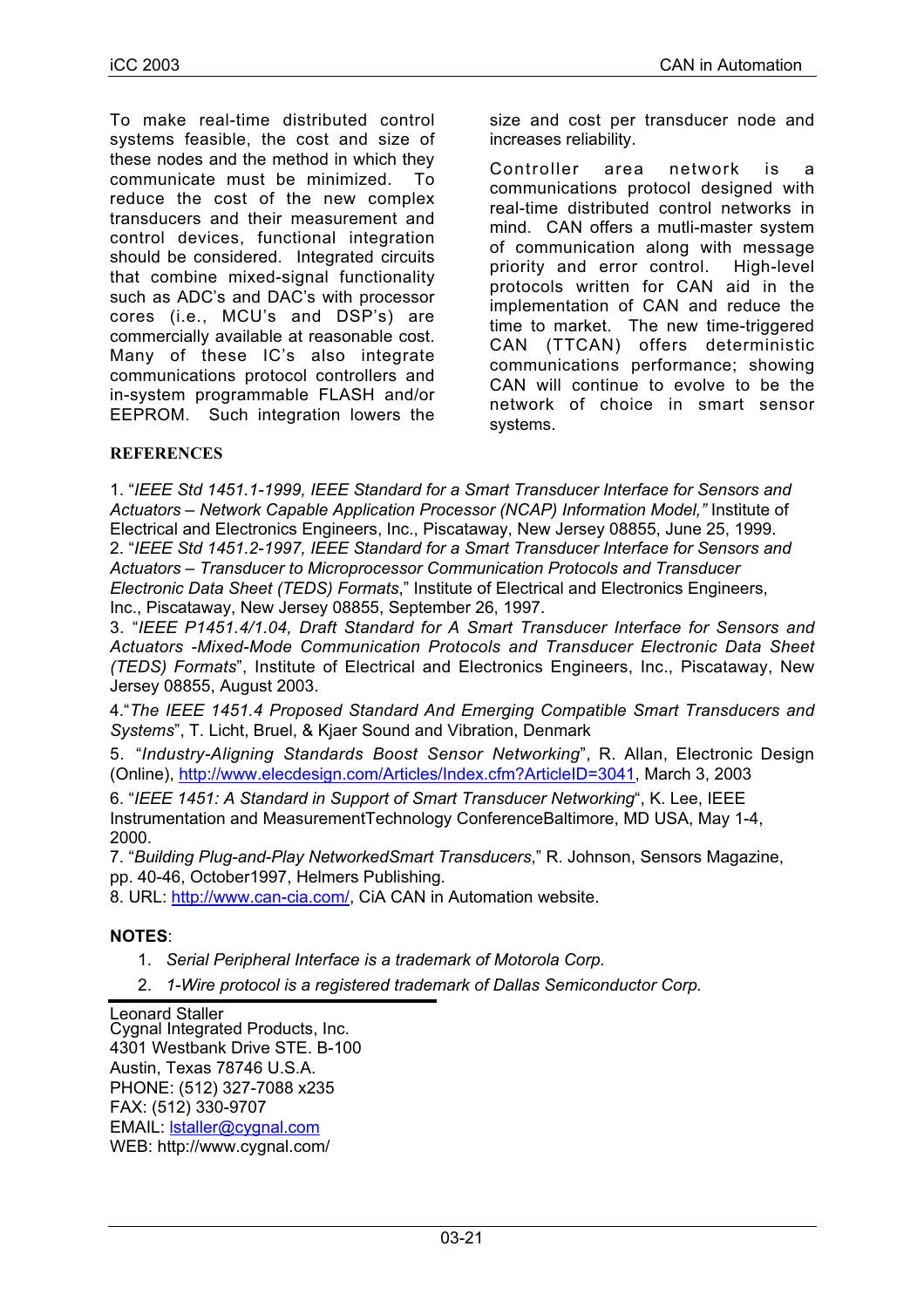To make real-time distributed control systems feasible, the cost and size of these nodes and the method in which they communicate must be minimized. To reduce the cost of the new complex transducers and their measurement and control devices, functional integration should be considered. Integrated circuits that combine mixed-signal functionality such as ADC's and DAC's with processor cores (i.e., MCU's and DSP's) are commercially available at reasonable cost. Many of these IC's also integrate communications protocol controllers and in-system programmable FLASH and/or EEPROM. Such integration lowers the size and cost per transducer node and increases reliability.

Controller area network is a communications protocol designed with real-time distributed control networks in mind. CAN offers a mutli-master system of communication along with message priority and error control. High-level protocols written for CAN aid in the implementation of CAN and reduce the time to market. The new time-triggered CAN (TTCAN) offers deterministic communications performance; showing CAN will continue to evolve to be the network of choice in smart sensor systems.

**REFERENCES**

1. "*IEEE Std 1451.1-1999, IEEE Standard for a Smart Transducer Interface for Sensors and Actuators – Network Capable Application Processor (NCAP) Information Model,"* Institute of Electrical and Electronics Engineers, Inc., Piscataway, New Jersey 08855, June 25, 1999.
2. "*IEEE Std 1451.2-1997, IEEE Standard for a Smart Transducer Interface for Sensors and Actuators – Transducer to Microprocessor Communication Protocols and Transducer Electronic Data Sheet (TEDS) Formats*," Institute of Electrical and Electronics Engineers, Inc., Piscataway, New Jersey 08855, September 26, 1997.
3. "*IEEE P1451.4/1.04, Draft Standard for A Smart Transducer Interface for Sensors and Actuators -Mixed-Mode Communication Protocols and Transducer Electronic Data Sheet (TEDS) Formats*", Institute of Electrical and Electronics Engineers, Inc., Piscataway, New Jersey 08855, August 2003.
4. "*The IEEE 1451.4 Proposed Standard And Emerging Compatible Smart Transducers and Systems*", T. Licht, Bruel, & Kjaer Sound and Vibration, Denmark
5. "*Industry-Aligning Standards Boost Sensor Networking*", R. Allan, Electronic Design (Online), http://www.elecdesign.com/Articles/Index.cfm?ArticleID=3041, March 3, 2003
6. "*IEEE 1451: A Standard in Support of Smart Transducer Networking*", K. Lee, IEEE Instrumentation and MeasurementTechnology ConferenceBaltimore, MD USA, May 1-4, 2000.
7. "*Building Plug-and-Play NetworkedSmart Transducers*," R. Johnson, Sensors Magazine, pp. 40-46, October1997, Helmers Publishing.
8. URL: http://www.can-cia.com/, CiA CAN in Automation website.

**NOTES**:

1. *Serial Peripheral Interface is a trademark of Motorola Corp.*
2. *1-Wire protocol is a registered trademark of Dallas Semiconductor Corp.*

Leonard Staller
Cygnal Integrated Products, Inc.
4301 Westbank Drive STE. B-100
Austin, Texas 78746 U.S.A.
PHONE: (512) 327-7088 x235
FAX: (512) 330-9707
EMAIL: lstaller@cygnal.com
WEB: http://www.cygnal.com/